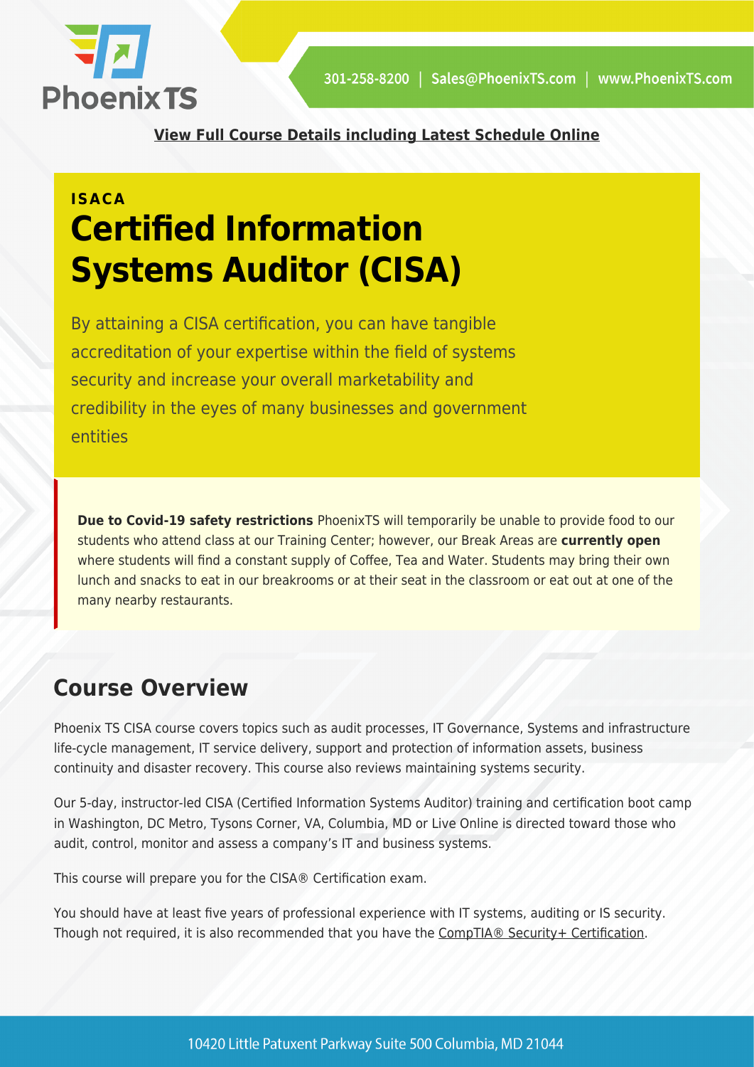View Full Course Details including Latest Schedule Online

**ISACA**

# Certified Information Systems Auditor (CISA)

By attaining a CISA certification, you can have tangible accreditation of your expertise within the field of systems security and increase your overall marketability and credibility in the eyes of many businesses and government entities

**Due to Covid-19 safety restrictions** PhoenixTS will temporarily be unable to provide food to our students who attend class at our Training Center; however, our Break Areas are **currently open** where students will find a constant supply of Coffee, Tea and Water. Students may bring their own lunch and snacks to eat in our breakrooms or at their seat in the classroom or eat out at one of the many nearby restaurants.

## Course Overview

Phoenix TS CISA course covers topics such as audit processes, IT Governance, Systems and infrastructure life-cycle management, IT service delivery, support and protection of information assets, business continuity and disaster recovery. This course also reviews maintaining systems security.

Our 5-day, instructor-led CISA (Certified Information Systems Auditor) training and certification boot camp in Washington, DC Metro, Tysons Corner, VA, Columbia, MD or Live Online is directed toward those who audit, control, monitor and assess a company's IT and business systems.

This course will prepare you for the CISA® Certification exam.

You should have at least five years of professional experience with IT systems, auditing or IS security. Though not required, it is also recommended that you have the CompTIA® Security+ Certification.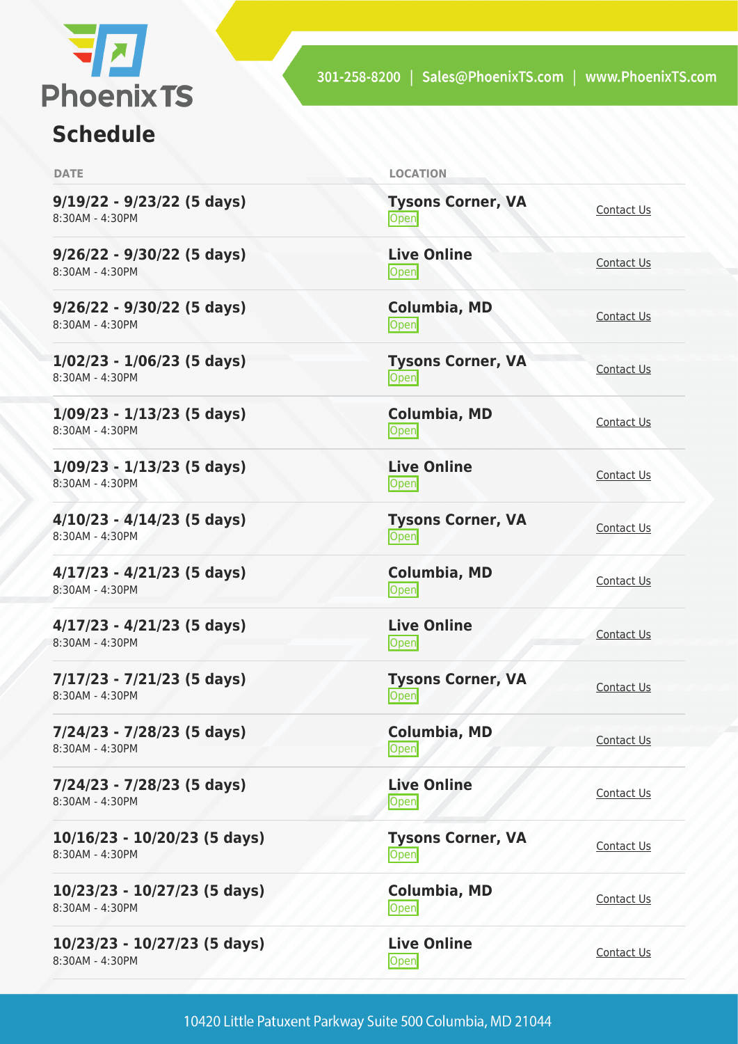## Schedule

| DATE | LOCATION | |
|---|---|---|
| **9/19/22 - 9/23/22 (5 days)**<br>8:30AM - 4:30PM | **Tysons Corner, VA**<br>Open | Contact Us |
| **9/26/22 - 9/30/22 (5 days)**<br>8:30AM - 4:30PM | **Live Online**<br>Open | Contact Us |
| **9/26/22 - 9/30/22 (5 days)**<br>8:30AM - 4:30PM | **Columbia, MD**<br>Open | Contact Us |
| **1/02/23 - 1/06/23 (5 days)**<br>8:30AM - 4:30PM | **Tysons Corner, VA**<br>Open | Contact Us |
| **1/09/23 - 1/13/23 (5 days)**<br>8:30AM - 4:30PM | **Columbia, MD**<br>Open | Contact Us |
| **1/09/23 - 1/13/23 (5 days)**<br>8:30AM - 4:30PM | **Live Online**<br>Open | Contact Us |
| **4/10/23 - 4/14/23 (5 days)**<br>8:30AM - 4:30PM | **Tysons Corner, VA**<br>Open | Contact Us |
| **4/17/23 - 4/21/23 (5 days)**<br>8:30AM - 4:30PM | **Columbia, MD**<br>Open | Contact Us |
| **4/17/23 - 4/21/23 (5 days)**<br>8:30AM - 4:30PM | **Live Online**<br>Open | Contact Us |
| **7/17/23 - 7/21/23 (5 days)**<br>8:30AM - 4:30PM | **Tysons Corner, VA**<br>Open | Contact Us |
| **7/24/23 - 7/28/23 (5 days)**<br>8:30AM - 4:30PM | **Columbia, MD**<br>Open | Contact Us |
| **7/24/23 - 7/28/23 (5 days)**<br>8:30AM - 4:30PM | **Live Online**<br>Open | Contact Us |
| **10/16/23 - 10/20/23 (5 days)**<br>8:30AM - 4:30PM | **Tysons Corner, VA**<br>Open | Contact Us |
| **10/23/23 - 10/27/23 (5 days)**<br>8:30AM - 4:30PM | **Columbia, MD**<br>Open | Contact Us |
| **10/23/23 - 10/27/23 (5 days)**<br>8:30AM - 4:30PM | **Live Online**<br>Open | Contact Us |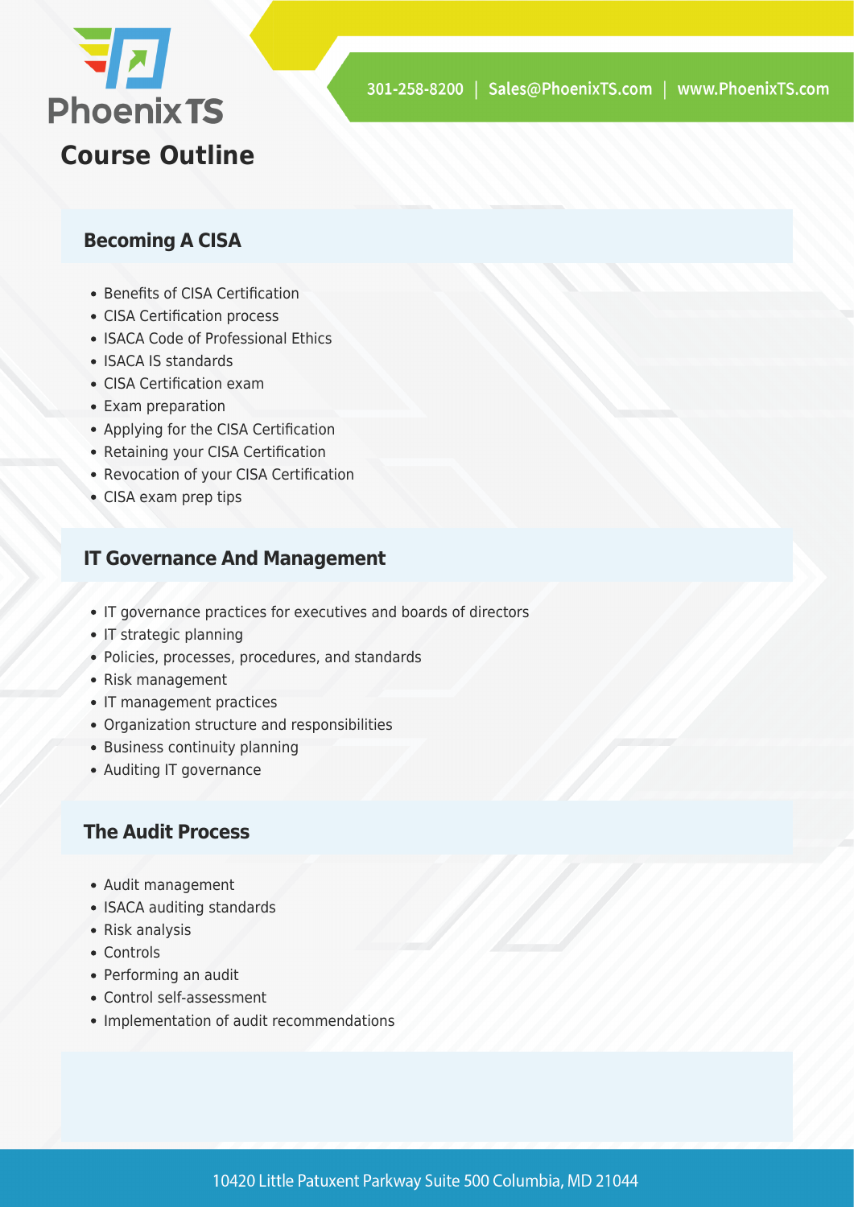## Course Outline

### Becoming A CISA

- Benefits of CISA Certification
- CISA Certification process
- ISACA Code of Professional Ethics
- ISACA IS standards
- CISA Certification exam
- Exam preparation
- Applying for the CISA Certification
- Retaining your CISA Certification
- Revocation of your CISA Certification
- CISA exam prep tips

### IT Governance And Management

- IT governance practices for executives and boards of directors
- IT strategic planning
- Policies, processes, procedures, and standards
- Risk management
- IT management practices
- Organization structure and responsibilities
- Business continuity planning
- Auditing IT governance

### The Audit Process

- Audit management
- ISACA auditing standards
- Risk analysis
- Controls
- Performing an audit
- Control self-assessment
- Implementation of audit recommendations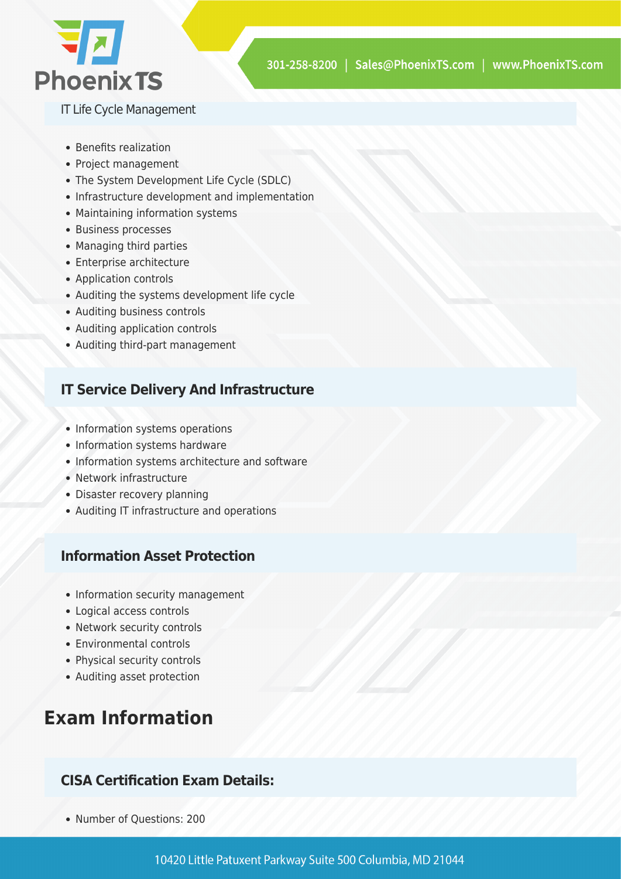### IT Life Cycle Management

- Benefits realization
- Project management
- The System Development Life Cycle (SDLC)
- Infrastructure development and implementation
- Maintaining information systems
- Business processes
- Managing third parties
- Enterprise architecture
- Application controls
- Auditing the systems development life cycle
- Auditing business controls
- Auditing application controls
- Auditing third-part management

### IT Service Delivery And Infrastructure

- Information systems operations
- Information systems hardware
- Information systems architecture and software
- Network infrastructure
- Disaster recovery planning
- Auditing IT infrastructure and operations

### Information Asset Protection

- Information security management
- Logical access controls
- Network security controls
- Environmental controls
- Physical security controls
- Auditing asset protection

## Exam Information

### CISA Certification Exam Details:

- Number of Questions: 200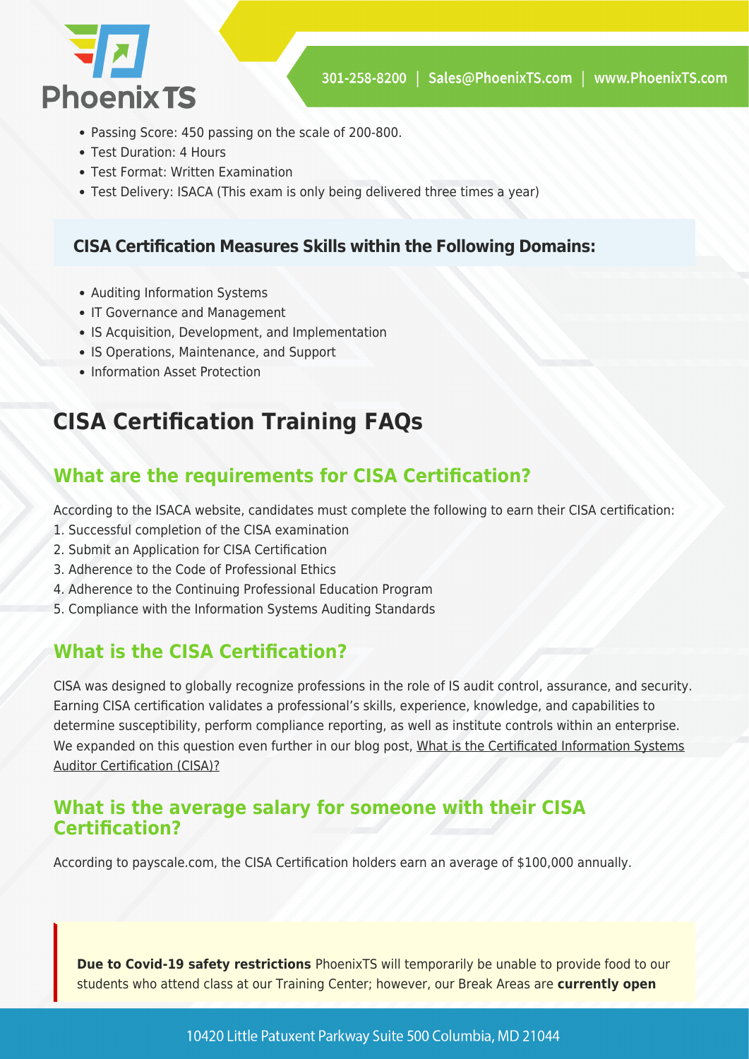- Passing Score: 450 passing on the scale of 200-800.
- Test Duration: 4 Hours
- Test Format: Written Examination
- Test Delivery: ISACA (This exam is only being delivered three times a year)

### CISA Certification Measures Skills within the Following Domains:

- Auditing Information Systems
- IT Governance and Management
- IS Acquisition, Development, and Implementation
- IS Operations, Maintenance, and Support
- Information Asset Protection

## CISA Certification Training FAQs

### What are the requirements for CISA Certification?

According to the ISACA website, candidates must complete the following to earn their CISA certification:

1. Successful completion of the CISA examination
2. Submit an Application for CISA Certification
3. Adherence to the Code of Professional Ethics
4. Adherence to the Continuing Professional Education Program
5. Compliance with the Information Systems Auditing Standards

### What is the CISA Certification?

CISA was designed to globally recognize professions in the role of IS audit control, assurance, and security. Earning CISA certification validates a professional's skills, experience, knowledge, and capabilities to determine susceptibility, perform compliance reporting, as well as institute controls within an enterprise. We expanded on this question even further in our blog post, What is the Certificated Information Systems Auditor Certification (CISA)?

### What is the average salary for someone with their CISA Certification?

According to payscale.com, the CISA Certification holders earn an average of $100,000 annually.

**Due to Covid-19 safety restrictions** PhoenixTS will temporarily be unable to provide food to our students who attend class at our Training Center; however, our Break Areas are **currently open**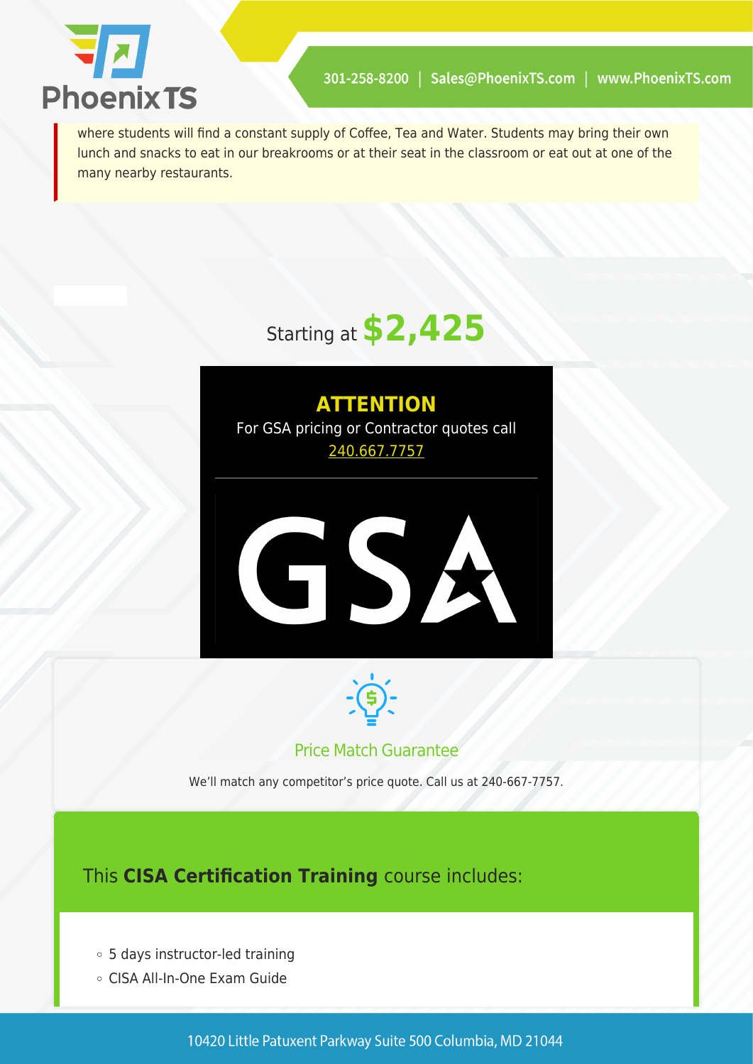where students will find a constant supply of Coffee, Tea and Water. Students may bring their own lunch and snacks to eat in our breakrooms or at their seat in the classroom or eat out at one of the many nearby restaurants.

Starting at **$2,425**

**ATTENTION**

For GSA pricing or Contractor quotes call 240.667.7757

GSA

Price Match Guarantee

We'll match any competitor's price quote. Call us at 240-667-7757.

## This **CISA Certification Training** course includes:

- 5 days instructor-led training
- CISA All-In-One Exam Guide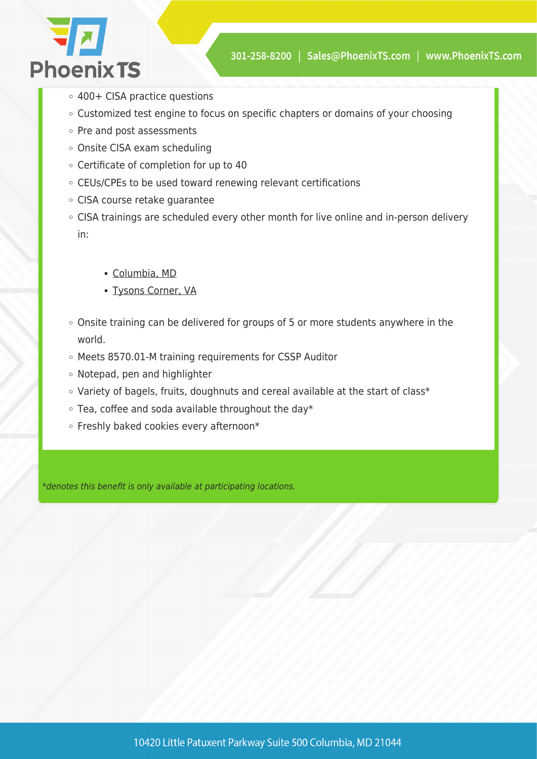- 400+ CISA practice questions
- Customized test engine to focus on specific chapters or domains of your choosing
- Pre and post assessments
- Onsite CISA exam scheduling
- Certificate of completion for up to 40
- CEUs/CPEs to be used toward renewing relevant certifications
- CISA course retake guarantee
- CISA trainings are scheduled every other month for live online and in-person delivery in:
    - Columbia, MD
    - Tysons Corner, VA
- Onsite training can be delivered for groups of 5 or more students anywhere in the world.
- Meets 8570.01-M training requirements for CSSP Auditor
- Notepad, pen and highlighter
- Variety of bagels, fruits, doughnuts and cereal available at the start of class*
- Tea, coffee and soda available throughout the day*
- Freshly baked cookies every afternoon*

*\*denotes this benefit is only available at participating locations.*